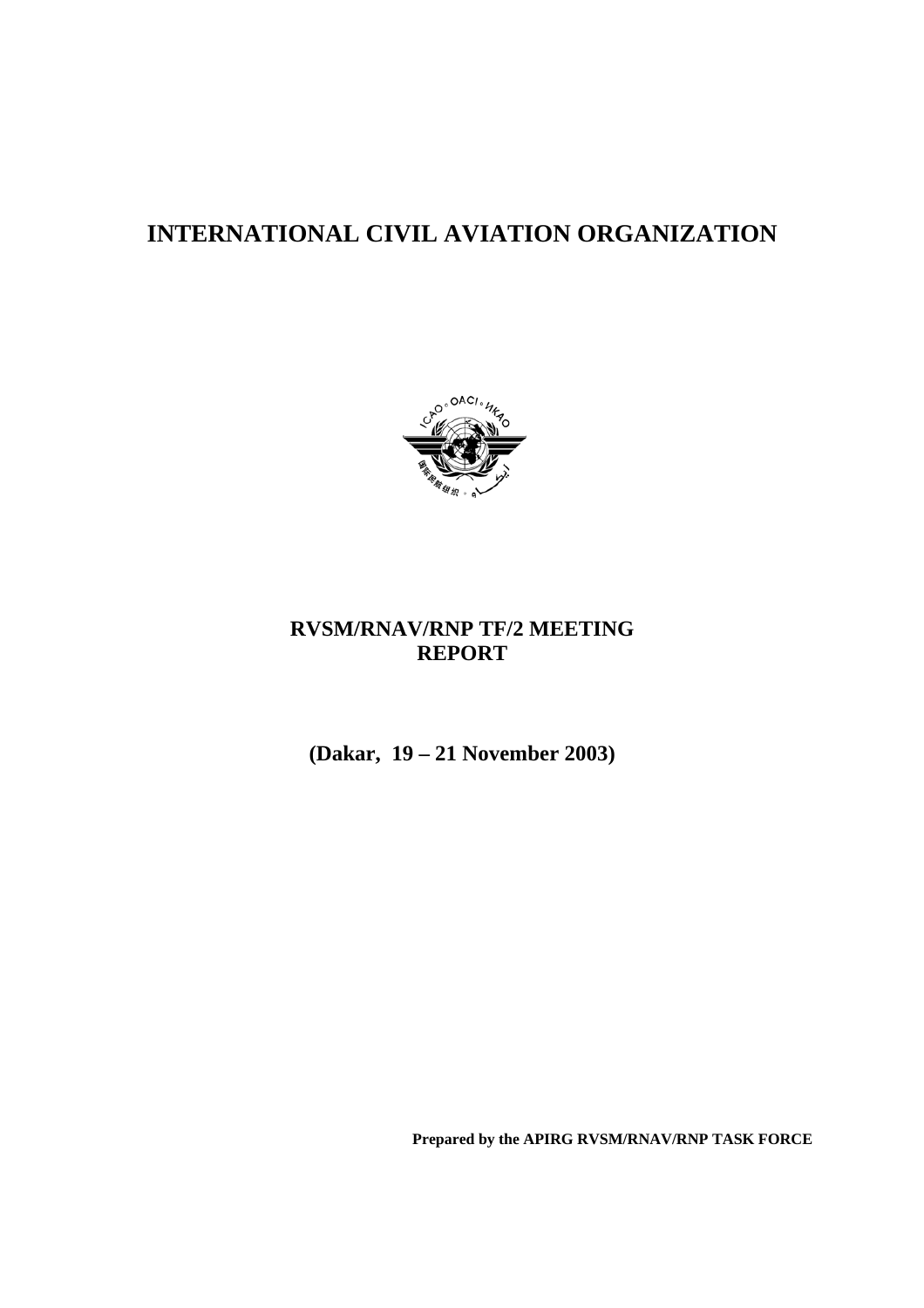# INTERNATIONAL CIVIL AVIATION ORGANIZATION

**RVSM/RNAV/RNP TF/2 MEETING REPORT**

**(Dakar, 19 – 21 November 2003)**

**Prepared by the APIRG RVSM/RNAV/RNP TASK FORCE**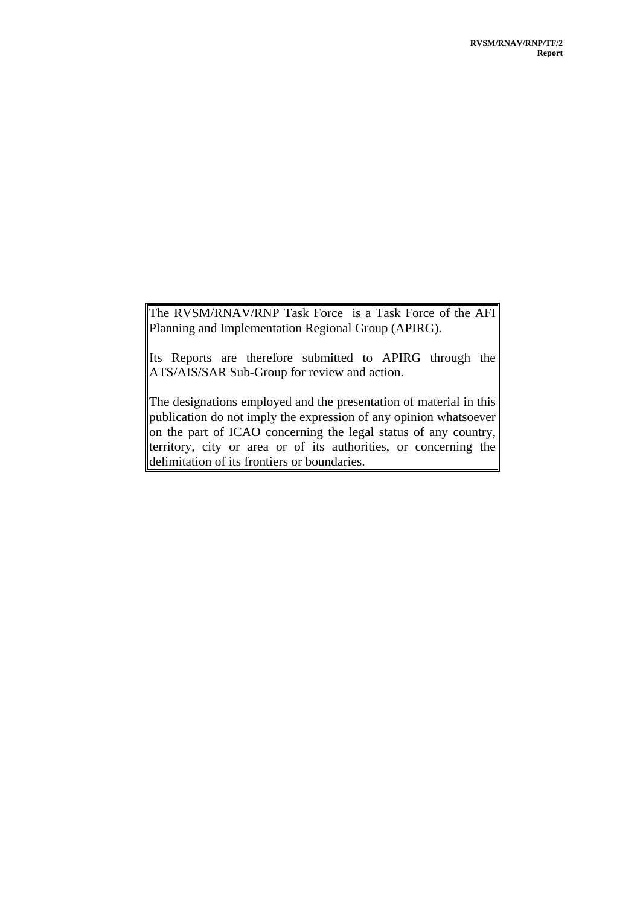The RVSM/RNAV/RNP Task Force is a Task Force of the AFI Planning and Implementation Regional Group (APIRG).

Its Reports are therefore submitted to APIRG through the ATS/AIS/SAR Sub-Group for review and action.

The designations employed and the presentation of material in this publication do not imply the expression of any opinion whatsoever on the part of ICAO concerning the legal status of any country, territory, city or area or of its authorities, or concerning the delimitation of its frontiers or boundaries.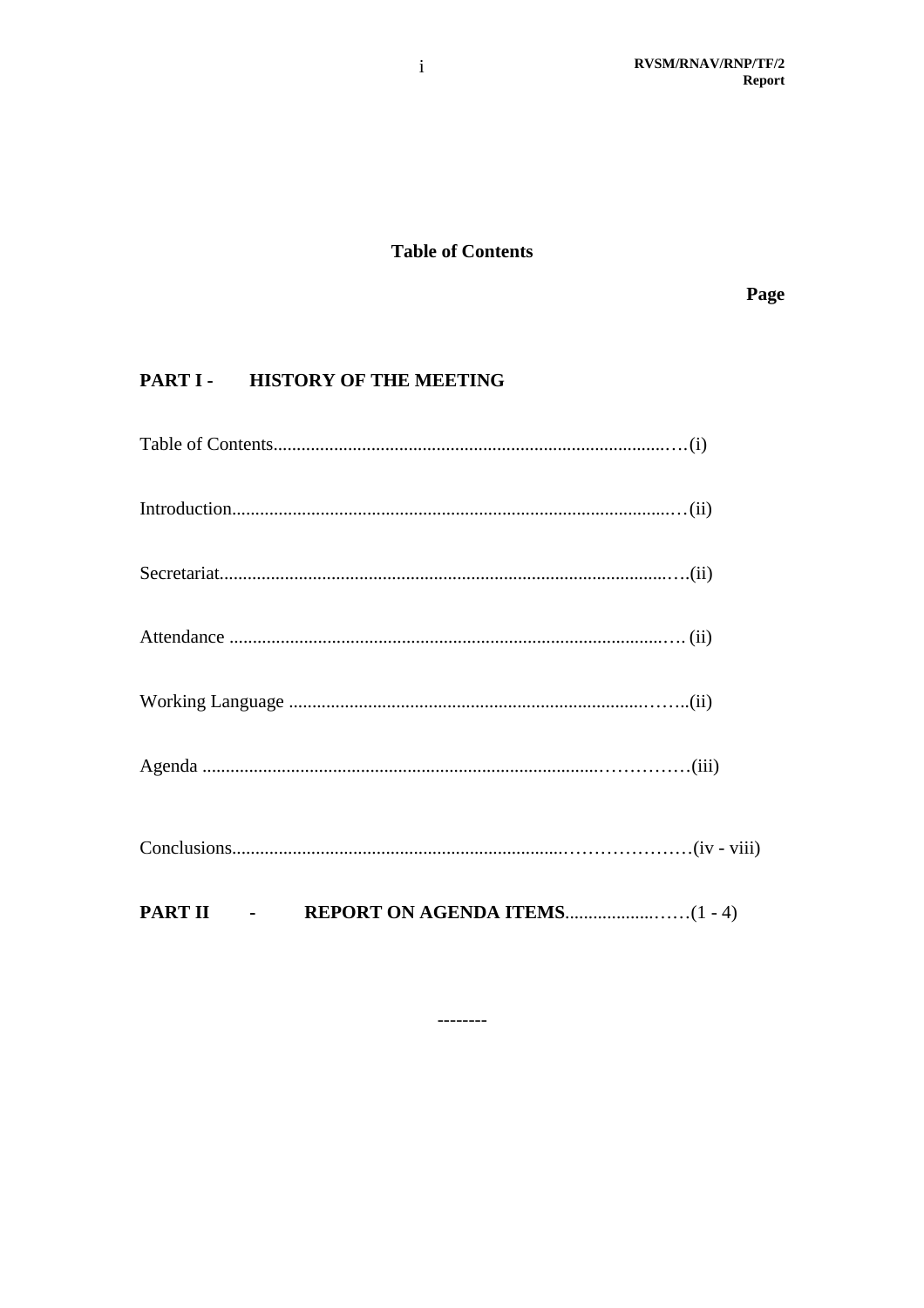**Table of Contents**

**Page**

**PART I - HISTORY OF THE MEETING**

Table of Contents....(i)

Introduction....(ii)

Secretariat....(ii)

Attendance .... (ii)

Working Language ....(ii)

Agenda ....(iii)

Conclusions....(iv - viii)

**PART II - REPORT ON AGENDA ITEMS**....(1 - 4)

--------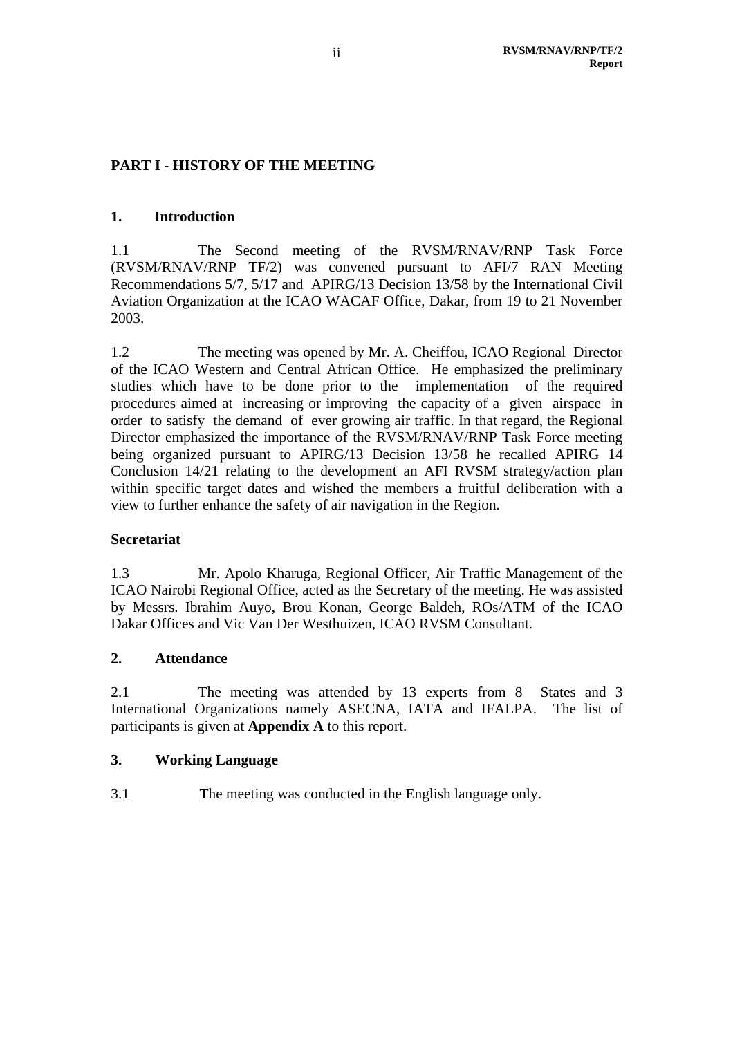## PART I - HISTORY OF THE MEETING

### 1. Introduction

1.1 The Second meeting of the RVSM/RNAV/RNP Task Force (RVSM/RNAV/RNP TF/2) was convened pursuant to AFI/7 RAN Meeting Recommendations 5/7, 5/17 and APIRG/13 Decision 13/58 by the International Civil Aviation Organization at the ICAO WACAF Office, Dakar, from 19 to 21 November 2003.

1.2 The meeting was opened by Mr. A. Cheiffou, ICAO Regional Director of the ICAO Western and Central African Office. He emphasized the preliminary studies which have to be done prior to the implementation of the required procedures aimed at increasing or improving the capacity of a given airspace in order to satisfy the demand of ever growing air traffic. In that regard, the Regional Director emphasized the importance of the RVSM/RNAV/RNP Task Force meeting being organized pursuant to APIRG/13 Decision 13/58 he recalled APIRG 14 Conclusion 14/21 relating to the development an AFI RVSM strategy/action plan within specific target dates and wished the members a fruitful deliberation with a view to further enhance the safety of air navigation in the Region.

**Secretariat**

1.3 Mr. Apolo Kharuga, Regional Officer, Air Traffic Management of the ICAO Nairobi Regional Office, acted as the Secretary of the meeting. He was assisted by Messrs. Ibrahim Auyo, Brou Konan, George Baldeh, ROs/ATM of the ICAO Dakar Offices and Vic Van Der Westhuizen, ICAO RVSM Consultant.

### 2. Attendance

2.1 The meeting was attended by 13 experts from 8 States and 3 International Organizations namely ASECNA, IATA and IFALPA. The list of participants is given at **Appendix A** to this report.

### 3. Working Language

3.1 The meeting was conducted in the English language only.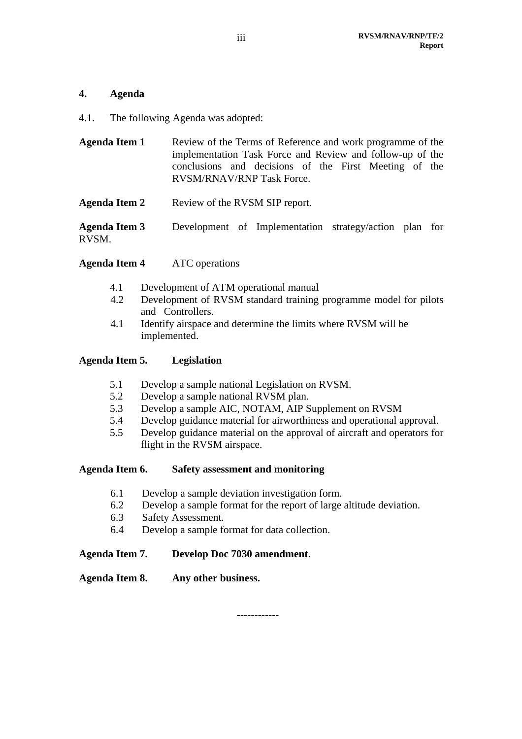## 4. Agenda

4.1. The following Agenda was adopted:

**Agenda Item 1** Review of the Terms of Reference and work programme of the implementation Task Force and Review and follow-up of the conclusions and decisions of the First Meeting of the RVSM/RNAV/RNP Task Force.

**Agenda Item 2** Review of the RVSM SIP report.

**Agenda Item 3** Development of Implementation strategy/action plan for RVSM.

**Agenda Item 4** ATC operations

- 4.1 Development of ATM operational manual
- 4.2 Development of RVSM standard training programme model for pilots and Controllers.
- 4.1 Identify airspace and determine the limits where RVSM will be implemented.

**Agenda Item 5. Legislation**

- 5.1 Develop a sample national Legislation on RVSM.
- 5.2 Develop a sample national RVSM plan.
- 5.3 Develop a sample AIC, NOTAM, AIP Supplement on RVSM
- 5.4 Develop guidance material for airworthiness and operational approval.
- 5.5 Develop guidance material on the approval of aircraft and operators for flight in the RVSM airspace.

**Agenda Item 6. Safety assessment and monitoring**

- 6.1 Develop a sample deviation investigation form.
- 6.2 Develop a sample format for the report of large altitude deviation.
- 6.3 Safety Assessment.
- 6.4 Develop a sample format for data collection.

**Agenda Item 7. Develop Doc 7030 amendment**.

**Agenda Item 8. Any other business.**

------------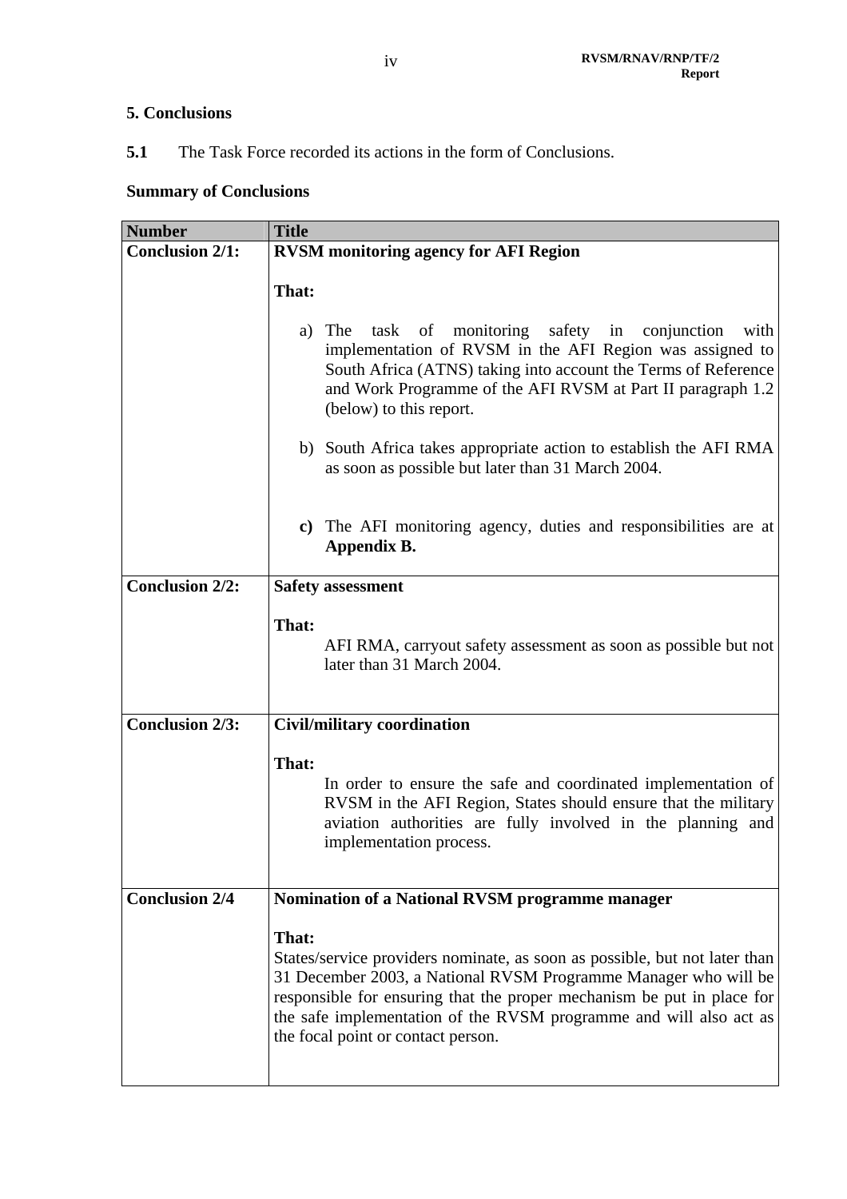## 5. Conclusions

**5.1** The Task Force recorded its actions in the form of Conclusions.

### Summary of Conclusions

| Number | Title |
|---|---|
| **Conclusion 2/1:** | **RVSM monitoring agency for AFI Region**<br><br>**That:**<br><br>a) The task of monitoring safety in conjunction with implementation of RVSM in the AFI Region was assigned to South Africa (ATNS) taking into account the Terms of Reference and Work Programme of the AFI RVSM at Part II paragraph 1.2 (below) to this report.<br><br>b) South Africa takes appropriate action to establish the AFI RMA as soon as possible but later than 31 March 2004.<br><br>**c)** The AFI monitoring agency, duties and responsibilities are at **Appendix B.** |
| **Conclusion 2/2:** | **Safety assessment**<br><br>**That:**<br>AFI RMA, carryout safety assessment as soon as possible but not later than 31 March 2004. |
| **Conclusion 2/3:** | **Civil/military coordination**<br><br>**That:**<br>In order to ensure the safe and coordinated implementation of RVSM in the AFI Region, States should ensure that the military aviation authorities are fully involved in the planning and implementation process. |
| **Conclusion 2/4** | **Nomination of a National RVSM programme manager**<br><br>**That:**<br>States/service providers nominate, as soon as possible, but not later than 31 December 2003, a National RVSM Programme Manager who will be responsible for ensuring that the proper mechanism be put in place for the safe implementation of the RVSM programme and will also act as the focal point or contact person. |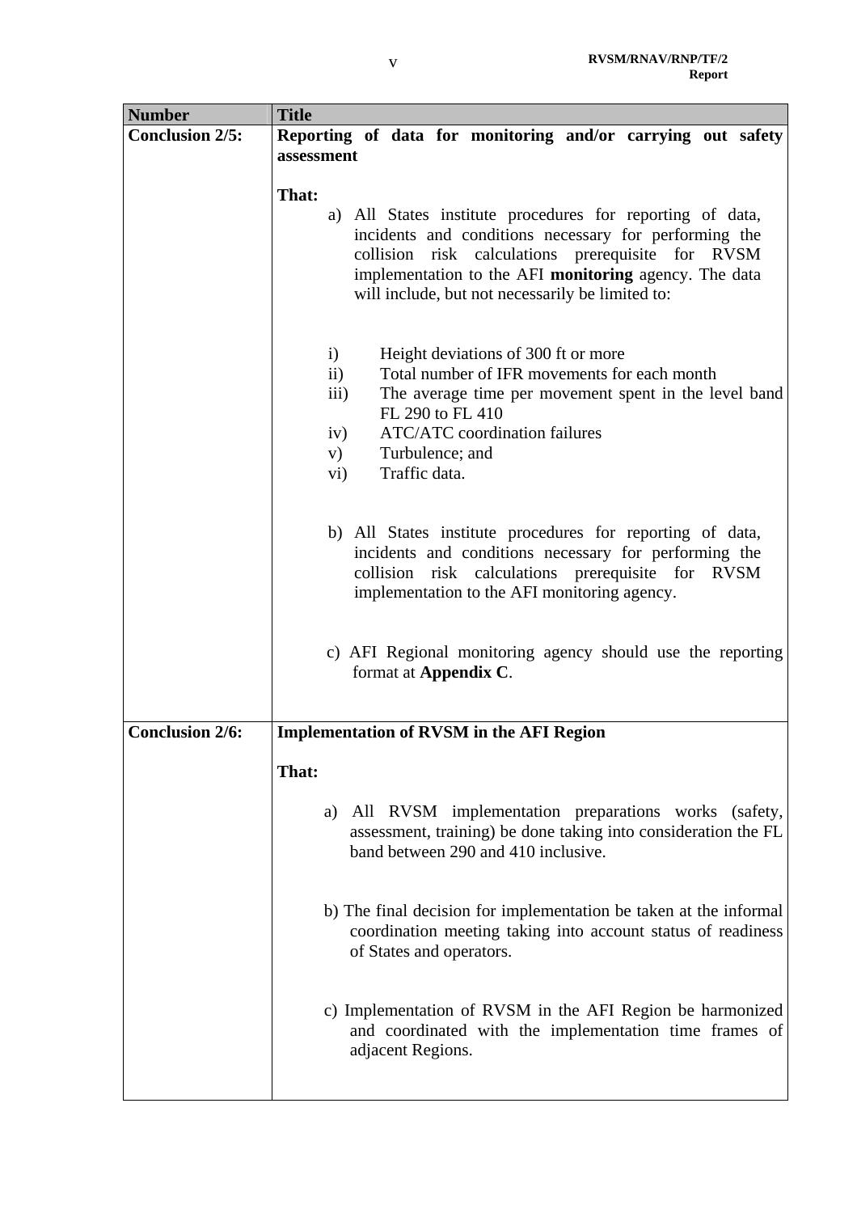| Number | Title |
|---|---|
| **Conclusion 2/5:** | **Reporting of data for monitoring and/or carrying out safety assessment**<br><br>**That:**<br>a) All States institute procedures for reporting of data, incidents and conditions necessary for performing the collision risk calculations prerequisite for RVSM implementation to the AFI **monitoring** agency. The data will include, but not necessarily be limited to:<br><br>i) Height deviations of 300 ft or more<br>ii) Total number of IFR movements for each month<br>iii) The average time per movement spent in the level band FL 290 to FL 410<br>iv) ATC/ATC coordination failures<br>v) Turbulence; and<br>vi) Traffic data.<br><br>b) All States institute procedures for reporting of data, incidents and conditions necessary for performing the collision risk calculations prerequisite for RVSM implementation to the AFI monitoring agency.<br><br>c) AFI Regional monitoring agency should use the reporting format at **Appendix C**. |
| **Conclusion 2/6:** | **Implementation of RVSM in the AFI Region**<br><br>**That:**<br><br>a) All RVSM implementation preparations works (safety, assessment, training) be done taking into consideration the FL band between 290 and 410 inclusive.<br><br>b) The final decision for implementation be taken at the informal coordination meeting taking into account status of readiness of States and operators.<br><br>c) Implementation of RVSM in the AFI Region be harmonized and coordinated with the implementation time frames of adjacent Regions. |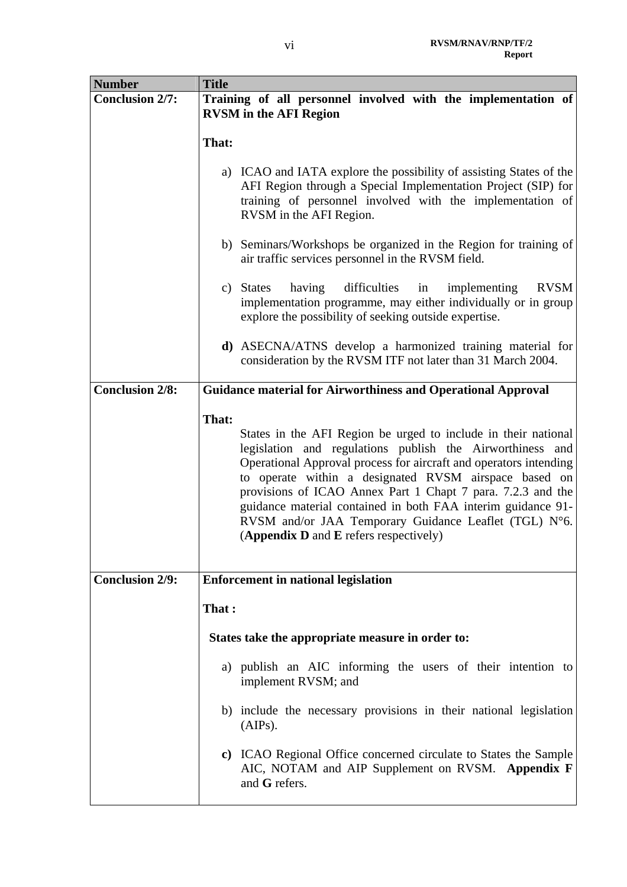| Number | Title |
|---|---|
| **Conclusion 2/7:** | **Training of all personnel involved with the implementation of RVSM in the AFI Region**<br><br>**That:**<br><br>a) ICAO and IATA explore the possibility of assisting States of the AFI Region through a Special Implementation Project (SIP) for training of personnel involved with the implementation of RVSM in the AFI Region.<br><br>b) Seminars/Workshops be organized in the Region for training of air traffic services personnel in the RVSM field.<br><br>c) States having difficulties in implementing RVSM implementation programme, may either individually or in group explore the possibility of seeking outside expertise.<br><br>**d)** ASECNA/ATNS develop a harmonized training material for consideration by the RVSM ITF not later than 31 March 2004. |
| **Conclusion 2/8:** | **Guidance material for Airworthiness and Operational Approval**<br><br>**That:**<br>States in the AFI Region be urged to include in their national legislation and regulations publish the Airworthiness and Operational Approval process for aircraft and operators intending to operate within a designated RVSM airspace based on provisions of ICAO Annex Part 1 Chapt 7 para. 7.2.3 and the guidance material contained in both FAA interim guidance 91-RVSM and/or JAA Temporary Guidance Leaflet (TGL) N°6. (**Appendix D** and **E** refers respectively) |
| **Conclusion 2/9:** | **Enforcement in national legislation**<br><br>**That :**<br><br>**States take the appropriate measure in order to:**<br><br>a) publish an AIC informing the users of their intention to implement RVSM; and<br><br>b) include the necessary provisions in their national legislation (AIPs).<br><br>**c)** ICAO Regional Office concerned circulate to States the Sample AIC, NOTAM and AIP Supplement on RVSM. **Appendix F** and **G** refers. |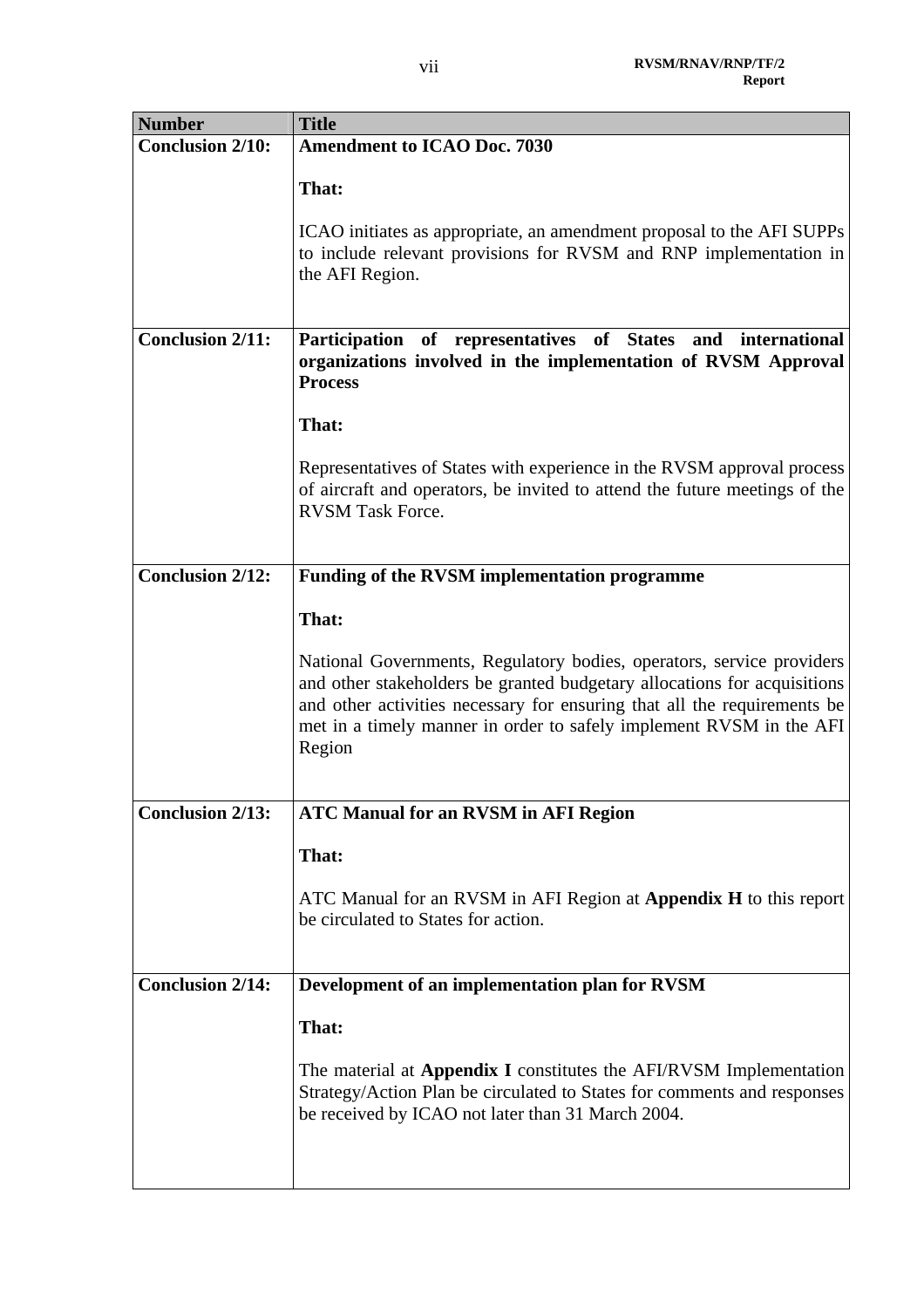| Number | Title |
|---|---|
| **Conclusion 2/10:** | **Amendment to ICAO Doc. 7030**<br><br>**That:**<br><br>ICAO initiates as appropriate, an amendment proposal to the AFI SUPPs to include relevant provisions for RVSM and RNP implementation in the AFI Region. |
| **Conclusion 2/11:** | **Participation of representatives of States and international organizations involved in the implementation of RVSM Approval Process**<br><br>**That:**<br><br>Representatives of States with experience in the RVSM approval process of aircraft and operators, be invited to attend the future meetings of the RVSM Task Force. |
| **Conclusion 2/12:** | **Funding of the RVSM implementation programme**<br><br>**That:**<br><br>National Governments, Regulatory bodies, operators, service providers and other stakeholders be granted budgetary allocations for acquisitions and other activities necessary for ensuring that all the requirements be met in a timely manner in order to safely implement RVSM in the AFI Region |
| **Conclusion 2/13:** | **ATC Manual for an RVSM in AFI Region**<br><br>**That:**<br><br>ATC Manual for an RVSM in AFI Region at **Appendix H** to this report be circulated to States for action. |
| **Conclusion 2/14:** | **Development of an implementation plan for RVSM**<br><br>**That:**<br><br>The material at **Appendix I** constitutes the AFI/RVSM Implementation Strategy/Action Plan be circulated to States for comments and responses be received by ICAO not later than 31 March 2004. |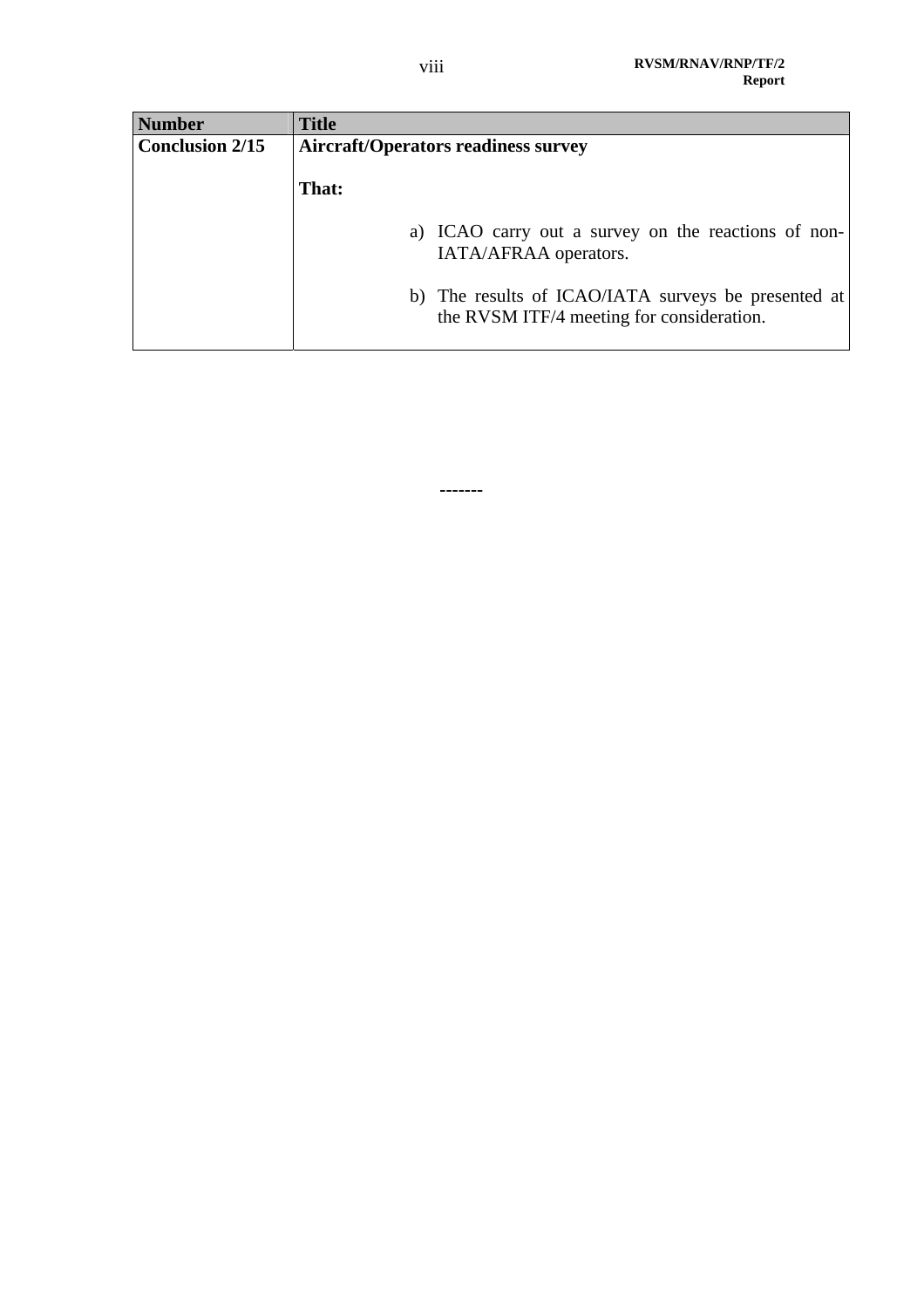| Number | Title |
|---|---|
| **Conclusion 2/15** | **Aircraft/Operators readiness survey**<br><br>**That:**<br><br>a) ICAO carry out a survey on the reactions of non-IATA/AFRAA operators.<br><br>b) The results of ICAO/IATA surveys be presented at the RVSM ITF/4 meeting for consideration. |

-------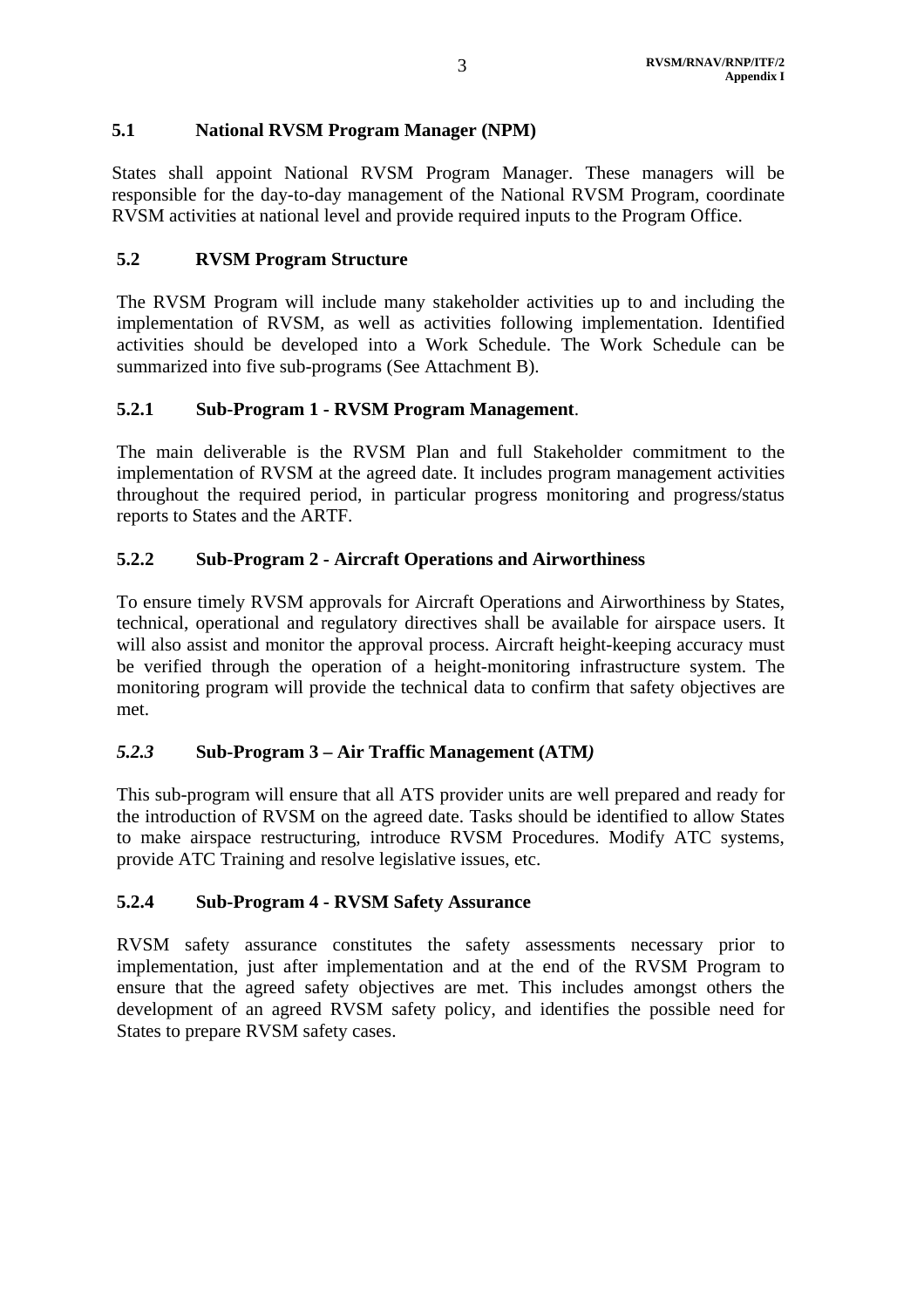### 5.1 National RVSM Program Manager (NPM)

States shall appoint National RVSM Program Manager. These managers will be responsible for the day-to-day management of the National RVSM Program, coordinate RVSM activities at national level and provide required inputs to the Program Office.

### 5.2 RVSM Program Structure

The RVSM Program will include many stakeholder activities up to and including the implementation of RVSM, as well as activities following implementation. Identified activities should be developed into a Work Schedule. The Work Schedule can be summarized into five sub-programs (See Attachment B).

#### 5.2.1 Sub-Program 1 - RVSM Program Management.

The main deliverable is the RVSM Plan and full Stakeholder commitment to the implementation of RVSM at the agreed date. It includes program management activities throughout the required period, in particular progress monitoring and progress/status reports to States and the ARTF.

#### 5.2.2 Sub-Program 2 - Aircraft Operations and Airworthiness

To ensure timely RVSM approvals for Aircraft Operations and Airworthiness by States, technical, operational and regulatory directives shall be available for airspace users. It will also assist and monitor the approval process. Aircraft height-keeping accuracy must be verified through the operation of a height-monitoring infrastructure system. The monitoring program will provide the technical data to confirm that safety objectives are met.

#### *5.2.3* Sub-Program 3 – Air Traffic Management (ATM*)*

This sub-program will ensure that all ATS provider units are well prepared and ready for the introduction of RVSM on the agreed date. Tasks should be identified to allow States to make airspace restructuring, introduce RVSM Procedures. Modify ATC systems, provide ATC Training and resolve legislative issues, etc.

#### 5.2.4 Sub-Program 4 - RVSM Safety Assurance

RVSM safety assurance constitutes the safety assessments necessary prior to implementation, just after implementation and at the end of the RVSM Program to ensure that the agreed safety objectives are met. This includes amongst others the development of an agreed RVSM safety policy, and identifies the possible need for States to prepare RVSM safety cases.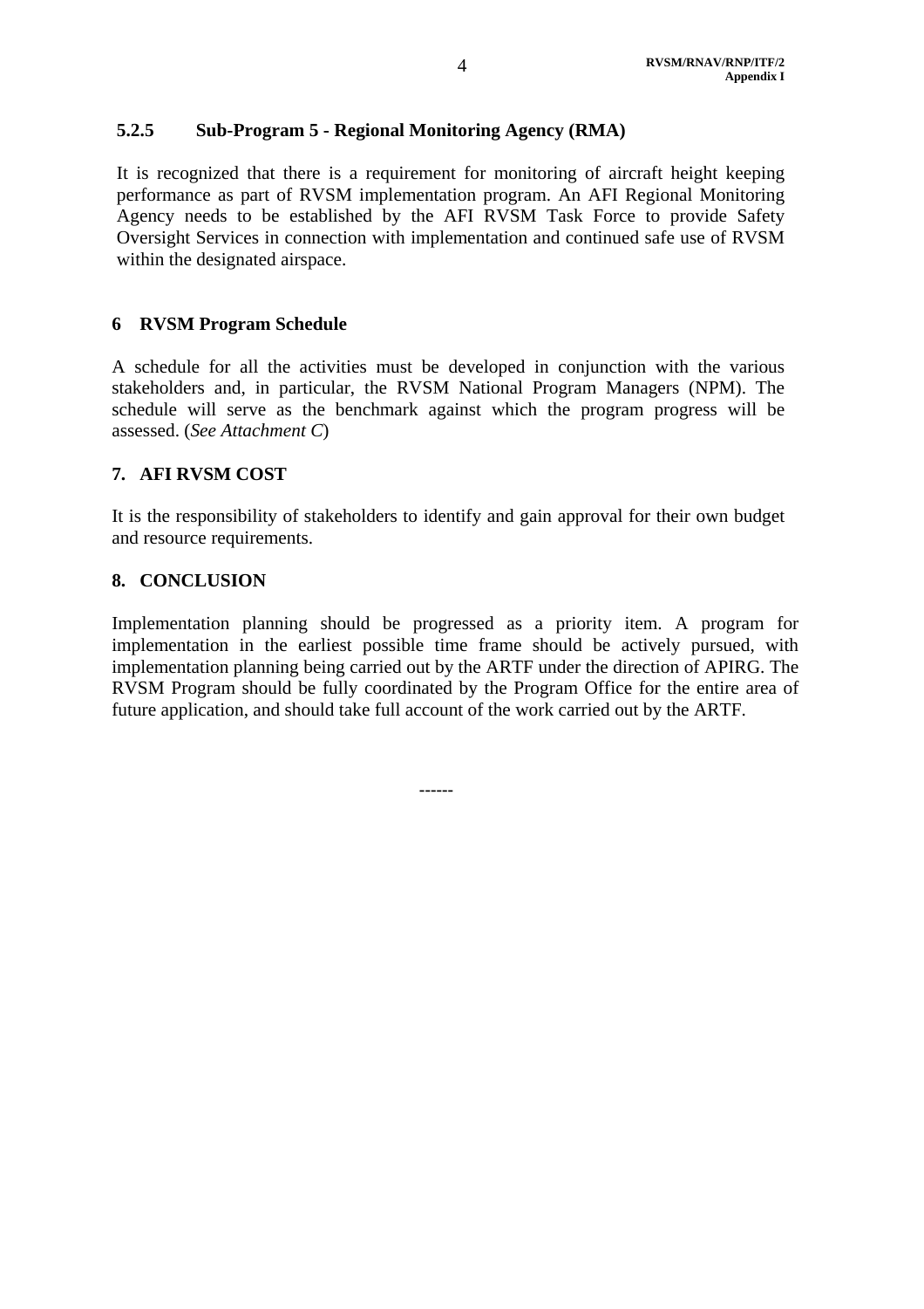#### 5.2.5 Sub-Program 5 - Regional Monitoring Agency (RMA)

It is recognized that there is a requirement for monitoring of aircraft height keeping performance as part of RVSM implementation program. An AFI Regional Monitoring Agency needs to be established by the AFI RVSM Task Force to provide Safety Oversight Services in connection with implementation and continued safe use of RVSM within the designated airspace.

## 6 RVSM Program Schedule

A schedule for all the activities must be developed in conjunction with the various stakeholders and, in particular, the RVSM National Program Managers (NPM). The schedule will serve as the benchmark against which the program progress will be assessed. (*See Attachment C*)

## 7. AFI RVSM COST

It is the responsibility of stakeholders to identify and gain approval for their own budget and resource requirements.

## 8. CONCLUSION

Implementation planning should be progressed as a priority item. A program for implementation in the earliest possible time frame should be actively pursued, with implementation planning being carried out by the ARTF under the direction of APIRG. The RVSM Program should be fully coordinated by the Program Office for the entire area of future application, and should take full account of the work carried out by the ARTF.

------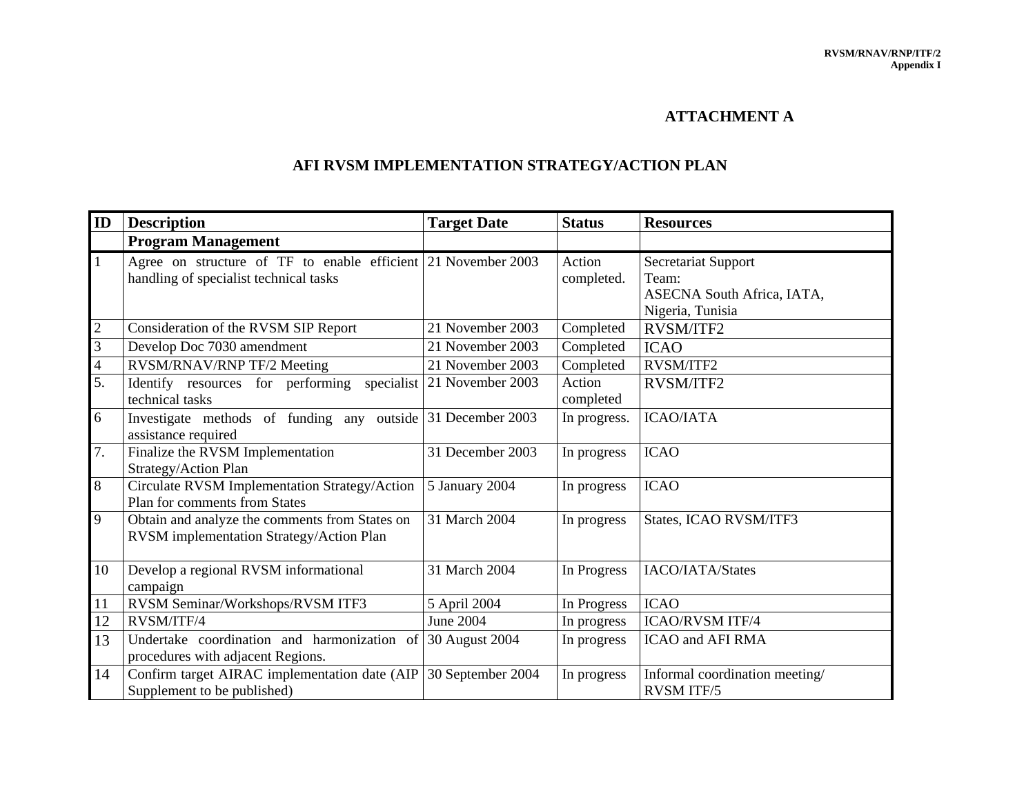## ATTACHMENT A

## AFI RVSM IMPLEMENTATION STRATEGY/ACTION PLAN

| ID | Description | Target Date | Status | Resources |
|---|---|---|---|---|
| | **Program Management** | | | |
| 1 | Agree on structure of TF to enable efficient handling of specialist technical tasks | 21 November 2003 | Action completed. | Secretariat Support Team: ASECNA South Africa, IATA, Nigeria, Tunisia |
| 2 | Consideration of the RVSM SIP Report | 21 November 2003 | Completed | RVSM/ITF2 |
| 3 | Develop Doc 7030 amendment | 21 November 2003 | Completed | ICAO |
| 4 | RVSM/RNAV/RNP TF/2 Meeting | 21 November 2003 | Completed | RVSM/ITF2 |
| 5. | Identify resources for performing specialist technical tasks | 21 November 2003 | Action completed | RVSM/ITF2 |
| 6 | Investigate methods of funding any outside assistance required | 31 December 2003 | In progress. | ICAO/IATA |
| 7. | Finalize the RVSM Implementation Strategy/Action Plan | 31 December 2003 | In progress | ICAO |
| 8 | Circulate RVSM Implementation Strategy/Action Plan for comments from States | 5 January 2004 | In progress | ICAO |
| 9 | Obtain and analyze the comments from States on RVSM implementation Strategy/Action Plan | 31 March 2004 | In progress | States, ICAO RVSM/ITF3 |
| 10 | Develop a regional RVSM informational campaign | 31 March 2004 | In Progress | IACO/IATA/States |
| 11 | RVSM Seminar/Workshops/RVSM ITF3 | 5 April 2004 | In Progress | ICAO |
| 12 | RVSM/ITF/4 | June 2004 | In progress | ICAO/RVSM ITF/4 |
| 13 | Undertake coordination and harmonization of procedures with adjacent Regions. | 30 August 2004 | In progress | ICAO and AFI RMA |
| 14 | Confirm target AIRAC implementation date (AIP Supplement to be published) | 30 September 2004 | In progress | Informal coordination meeting/ RVSM ITF/5 |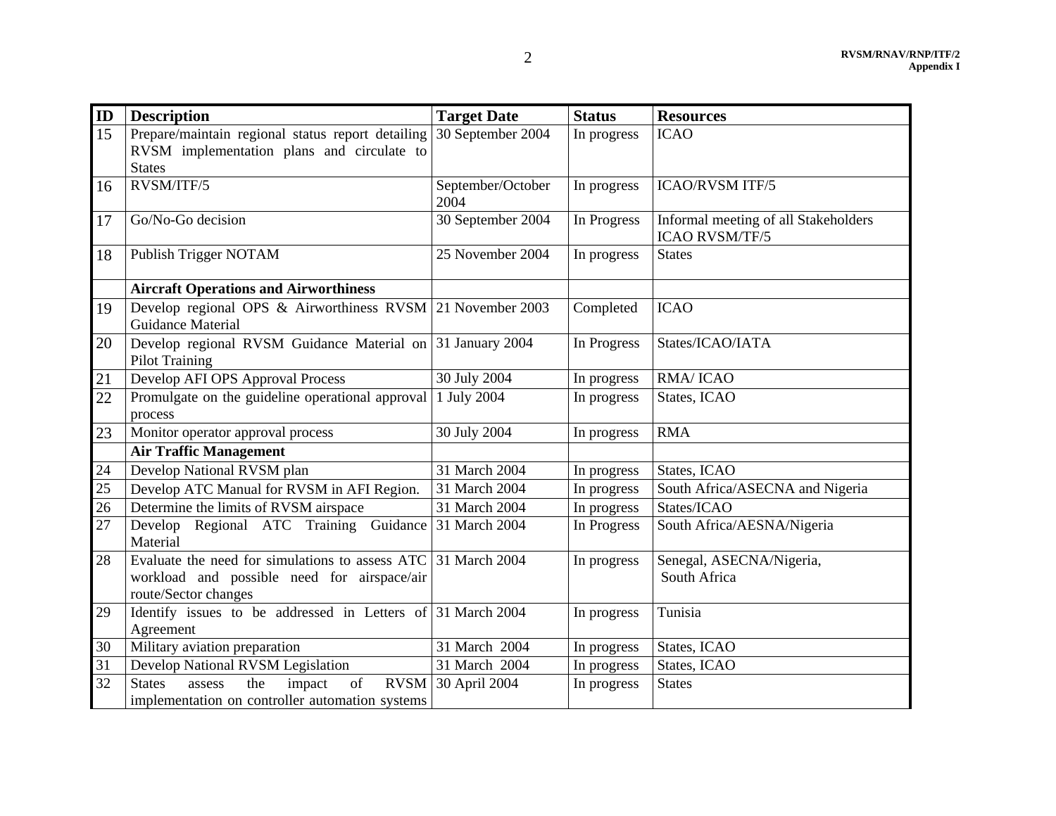| ID | Description | Target Date | Status | Resources |
|---|---|---|---|---|
| 15 | Prepare/maintain regional status report detailing RVSM implementation plans and circulate to States | 30 September 2004 | In progress | ICAO |
| 16 | RVSM/ITF/5 | September/October 2004 | In progress | ICAO/RVSM ITF/5 |
| 17 | Go/No-Go decision | 30 September 2004 | In Progress | Informal meeting of all Stakeholders ICAO RVSM/TF/5 |
| 18 | Publish Trigger NOTAM | 25 November 2004 | In progress | States |
| | **Aircraft Operations and Airworthiness** | | | |
| 19 | Develop regional OPS & Airworthiness RVSM Guidance Material | 21 November 2003 | Completed | ICAO |
| 20 | Develop regional RVSM Guidance Material on Pilot Training | 31 January 2004 | In Progress | States/ICAO/IATA |
| 21 | Develop AFI OPS Approval Process | 30 July 2004 | In progress | RMA/ ICAO |
| 22 | Promulgate on the guideline operational approval process | 1 July 2004 | In progress | States, ICAO |
| 23 | Monitor operator approval process | 30 July 2004 | In progress | RMA |
| | **Air Traffic Management** | | | |
| 24 | Develop National RVSM plan | 31 March 2004 | In progress | States, ICAO |
| 25 | Develop ATC Manual for RVSM in AFI Region. | 31 March 2004 | In progress | South Africa/ASECNA and Nigeria |
| 26 | Determine the limits of RVSM airspace | 31 March 2004 | In progress | States/ICAO |
| 27 | Develop Regional ATC Training Guidance Material | 31 March 2004 | In Progress | South Africa/AESNA/Nigeria |
| 28 | Evaluate the need for simulations to assess ATC workload and possible need for airspace/air route/Sector changes | 31 March 2004 | In progress | Senegal, ASECNA/Nigeria, South Africa |
| 29 | Identify issues to be addressed in Letters of Agreement | 31 March 2004 | In progress | Tunisia |
| 30 | Military aviation preparation | 31 March 2004 | In progress | States, ICAO |
| 31 | Develop National RVSM Legislation | 31 March 2004 | In progress | States, ICAO |
| 32 | States assess the impact of RVSM implementation on controller automation systems | 30 April 2004 | In progress | States |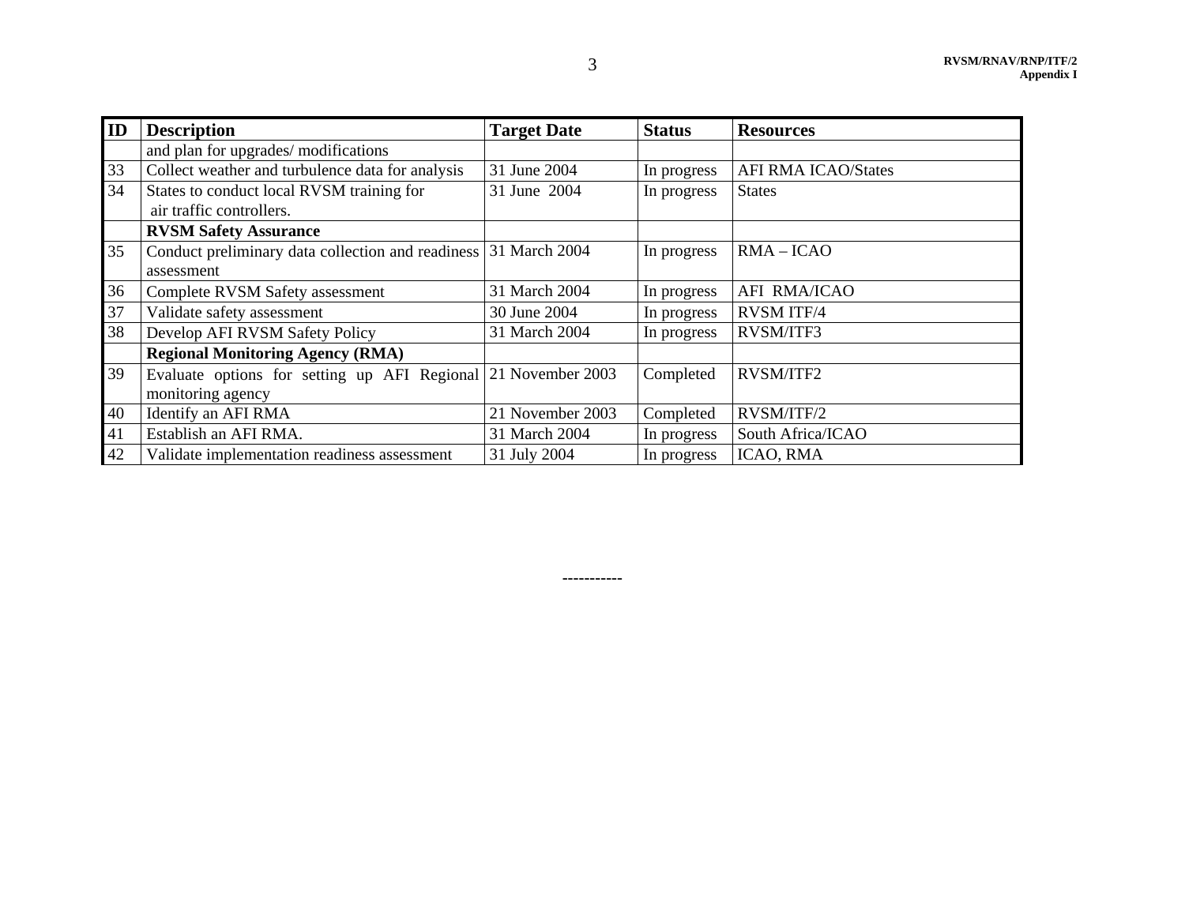| ID | Description | Target Date | Status | Resources |
|---|---|---|---|---|
| | and plan for upgrades/ modifications | | | |
| 33 | Collect weather and turbulence data for analysis | 31 June 2004 | In progress | AFI RMA ICAO/States |
| 34 | States to conduct local RVSM training for air traffic controllers. | 31 June 2004 | In progress | States |
| | **RVSM Safety Assurance** | | | |
| 35 | Conduct preliminary data collection and readiness assessment | 31 March 2004 | In progress | RMA – ICAO |
| 36 | Complete RVSM Safety assessment | 31 March 2004 | In progress | AFI RMA/ICAO |
| 37 | Validate safety assessment | 30 June 2004 | In progress | RVSM ITF/4 |
| 38 | Develop AFI RVSM Safety Policy | 31 March 2004 | In progress | RVSM/ITF3 |
| | **Regional Monitoring Agency (RMA)** | | | |
| 39 | Evaluate options for setting up AFI Regional monitoring agency | 21 November 2003 | Completed | RVSM/ITF2 |
| 40 | Identify an AFI RMA | 21 November 2003 | Completed | RVSM/ITF/2 |
| 41 | Establish an AFI RMA. | 31 March 2004 | In progress | South Africa/ICAO |
| 42 | Validate implementation readiness assessment | 31 July 2004 | In progress | ICAO, RMA |

-----------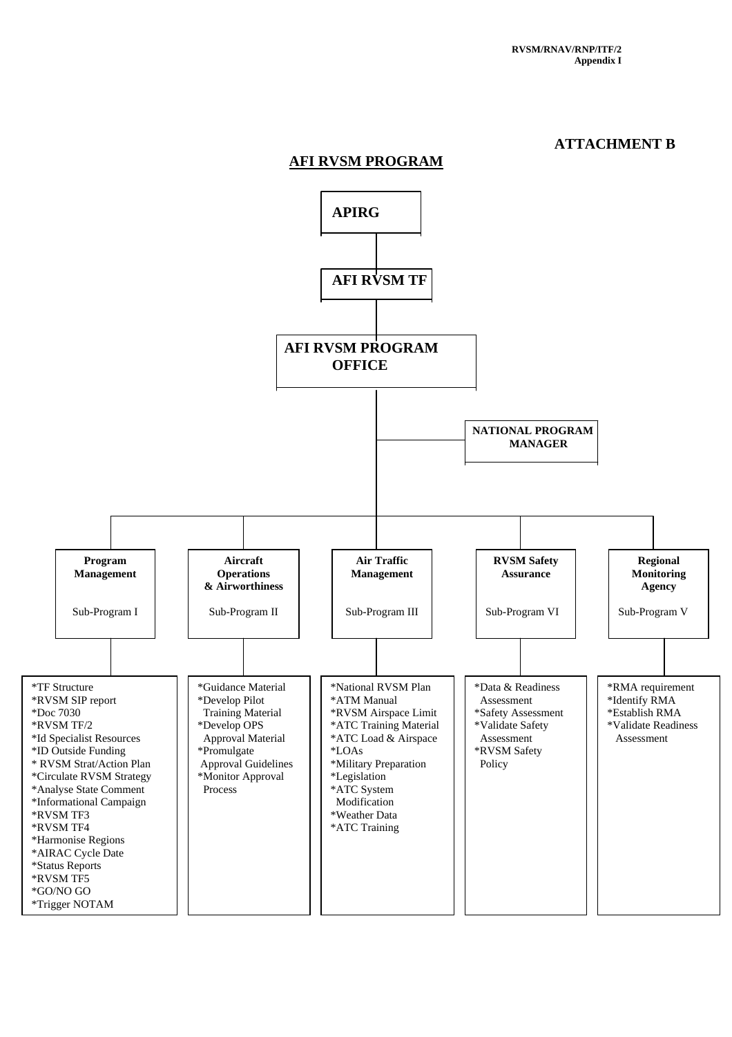## ATTACHMENT B

## AFI RVSM PROGRAM

**APIRG**

**AFI RVSM TF**

**AFI RVSM PROGRAM OFFICE**

**NATIONAL PROGRAM MANAGER**

| **Program Management** Sub-Program I | **Aircraft Operations & Airworthiness** Sub-Program II | **Air Traffic Management** Sub-Program III | **RVSM Safety Assurance** Sub-Program VI | **Regional Monitoring Agency** Sub-Program V |
|---|---|---|---|---|
| *TF Structure<br>*RVSM SIP report<br>*Doc 7030<br>*RVSM TF/2<br>*Id Specialist Resources<br>*ID Outside Funding<br>* RVSM Strat/Action Plan<br>*Circulate RVSM Strategy<br>*Analyse State Comment<br>*Informational Campaign<br>*RVSM TF3<br>*RVSM TF4<br>*Harmonise Regions<br>*AIRAC Cycle Date<br>*Status Reports<br>*RVSM TF5<br>*GO/NO GO<br>*Trigger NOTAM | *Guidance Material<br>*Develop Pilot Training Material<br>*Develop OPS Approval Material<br>*Promulgate Approval Guidelines<br>*Monitor Approval Process | *National RVSM Plan<br>*ATM Manual<br>*RVSM Airspace Limit<br>*ATC Training Material<br>*ATC Load & Airspace<br>*LOAs<br>*Military Preparation<br>*Legislation<br>*ATC System Modification<br>*Weather Data<br>*ATC Training | *Data & Readiness Assessment<br>*Safety Assessment<br>*Validate Safety Assessment<br>*RVSM Safety Policy | *RMA requirement<br>*Identify RMA<br>*Establish RMA<br>*Validate Readiness Assessment |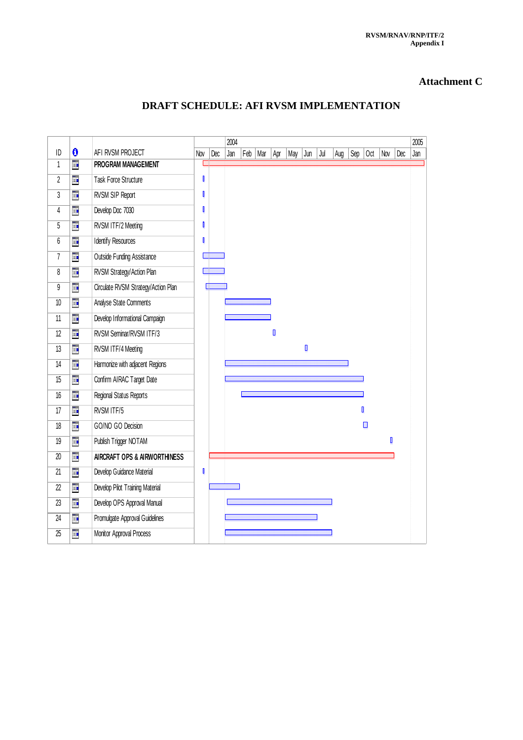# Attachment C

## DRAFT SCHEDULE: AFI RVSM IMPLEMENTATION

| ID | | AFI RVSM PROJECT |
|---|---|---|
| 1 | | **PROGRAM MANAGEMENT** |
| 2 | | Task Force Structure |
| 3 | | RVSM SIP Report |
| 4 | | Develop Doc 7030 |
| 5 | | RVSM ITF/2 Meeting |
| 6 | | Identify Resources |
| 7 | | Outside Funding Assistance |
| 8 | | RVSM Strategy/Action Plan |
| 9 | | Circulate RVSM Strategy/Action Plan |
| 10 | | Analyse State Comments |
| 11 | | Develop Informational Campaign |
| 12 | | RVSM Seminar/RVSM ITF/3 |
| 13 | | RVSM ITF/4 Meeting |
| 14 | | Harmonize with adjacent Regions |
| 15 | | Confirm AIRAC Target Date |
| 16 | | Regional Status Reports |
| 17 | | RVSM ITF/5 |
| 18 | | GO/NO GO Decision |
| 19 | | Publish Trigger NOTAM |
| 20 | | **AIRCRAFT OPS & AIRWORTHINESS** |
| 21 | | Develop Guidance Material |
| 22 | | Develop Pilot Training Material |
| 23 | | Develop OPS Approval Manual |
| 24 | | Promulgate Approval Guidelines |
| 25 | | Monitor Approval Process |

Timeline: Nov, Dec (2003); Jan, Feb, Mar, Apr, May, Jun, Jul, Aug, Sep, Oct, Nov, Dec (2004); Jan (2005)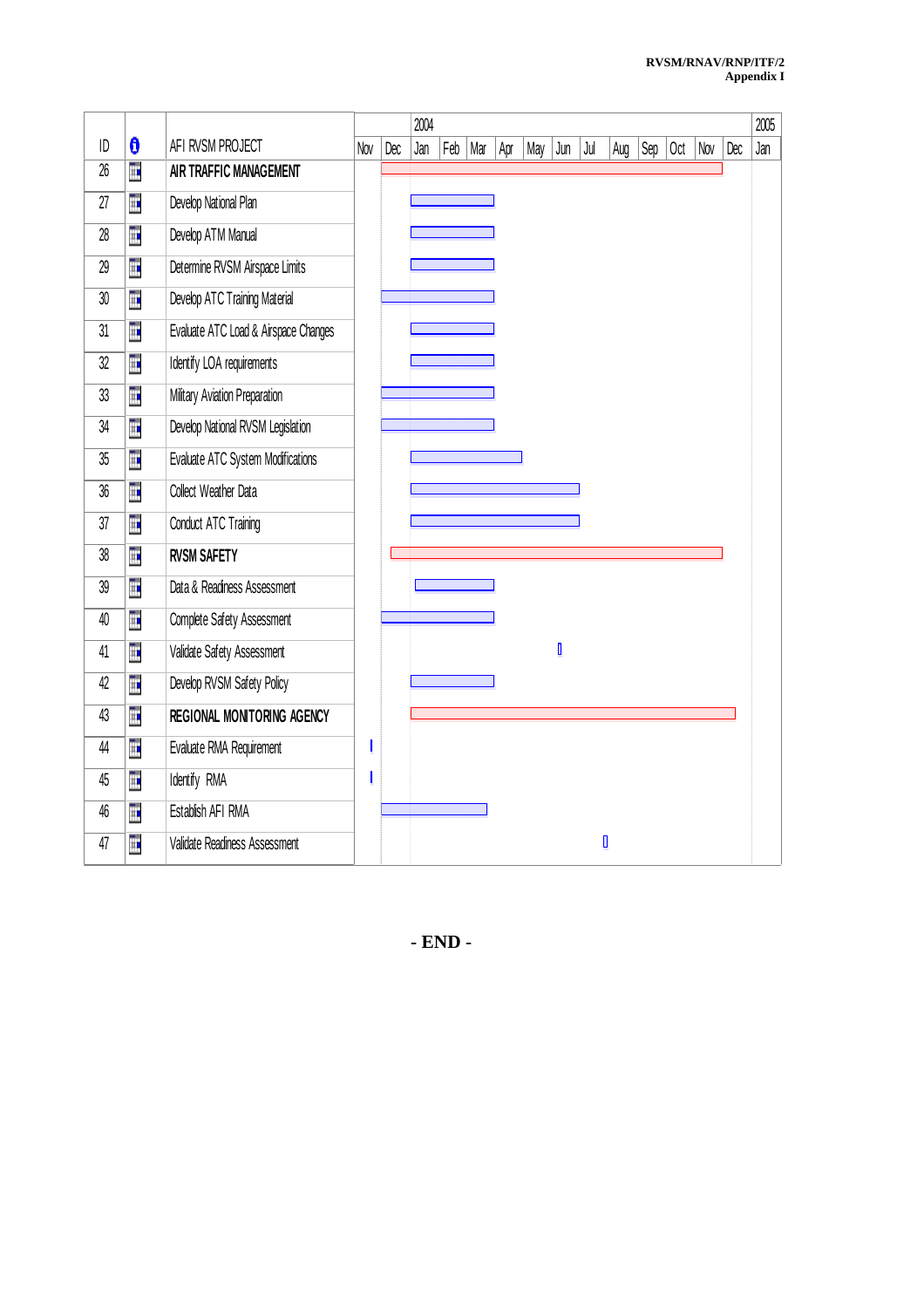| ID | | AFI RVSM PROJECT |
|---|---|---|
| 26 | | **AIR TRAFFIC MANAGEMENT** |
| 27 | | Develop National Plan |
| 28 | | Develop ATM Manual |
| 29 | | Determine RVSM Airspace Limits |
| 30 | | Develop ATC Training Material |
| 31 | | Evaluate ATC Load & Airspace Changes |
| 32 | | Identify LOA requirements |
| 33 | | Military Aviation Preparation |
| 34 | | Develop National RVSM Legislation |
| 35 | | Evaluate ATC System Modifications |
| 36 | | Collect Weather Data |
| 37 | | Conduct ATC Training |
| 38 | | **RVSM SAFETY** |
| 39 | | Data & Readiness Assessment |
| 40 | | Complete Safety Assessment |
| 41 | | Validate Safety Assessment |
| 42 | | Develop RVSM Safety Policy |
| 43 | | **REGIONAL MONITORING AGENCY** |
| 44 | | Evaluate RMA Requirement |
| 45 | | Identify RMA |
| 46 | | Establish AFI RMA |
| 47 | | Validate Readiness Assessment |

Timeline: Nov, Dec (2003); Jan, Feb, Mar, Apr, May, Jun, Jul, Aug, Sep, Oct, Nov, Dec (2004); Jan (2005)

**- END -**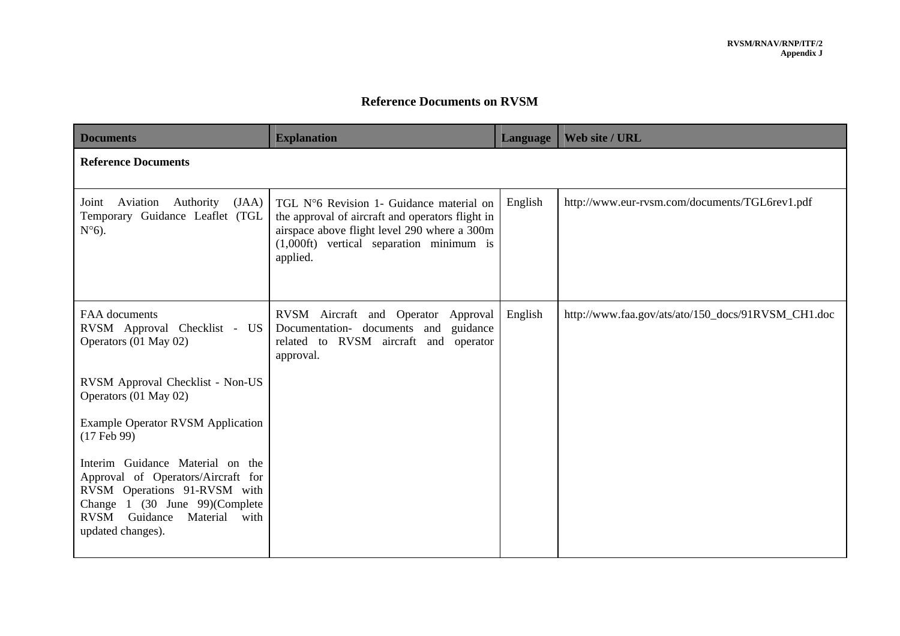# Reference Documents on RVSM

| Documents | Explanation | Language | Web site / URL |
|---|---|---|---|
| **Reference Documents** | | | |
| Joint Aviation Authority (JAA) Temporary Guidance Leaflet (TGL N°6). | TGL N°6 Revision 1- Guidance material on the approval of aircraft and operators flight in airspace above flight level 290 where a 300m (1,000ft) vertical separation minimum is applied. | English | http://www.eur-rvsm.com/documents/TGL6rev1.pdf |
| FAA documents<br>RVSM Approval Checklist - US Operators (01 May 02)<br><br>RVSM Approval Checklist - Non-US Operators (01 May 02)<br><br>Example Operator RVSM Application (17 Feb 99)<br><br>Interim Guidance Material on the Approval of Operators/Aircraft for RVSM Operations 91-RVSM with Change 1 (30 June 99)(Complete RVSM Guidance Material with updated changes). | RVSM Aircraft and Operator Approval Documentation- documents and guidance related to RVSM aircraft and operator approval. | English | http://www.faa.gov/ats/ato/150_docs/91RVSM_CH1.doc |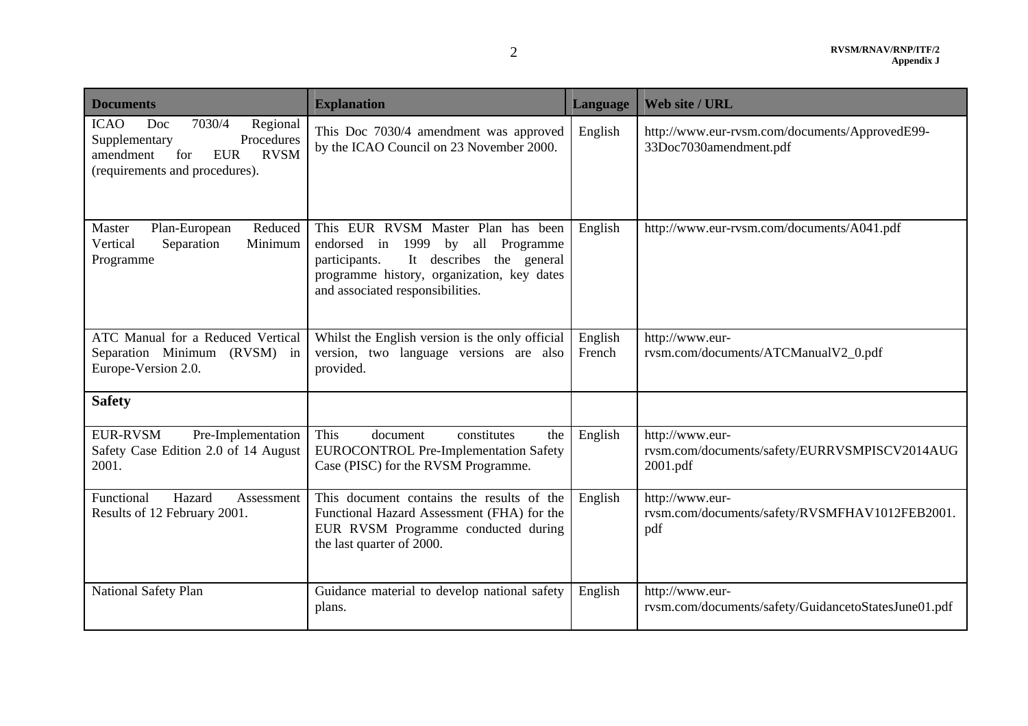| Documents | Explanation | Language | Web site / URL |
|---|---|---|---|
| ICAO Doc 7030/4 Regional Supplementary Procedures amendment for EUR RVSM (requirements and procedures). | This Doc 7030/4 amendment was approved by the ICAO Council on 23 November 2000. | English | http://www.eur-rvsm.com/documents/ApprovedE99-33Doc7030amendment.pdf |
| Master Plan-European Reduced Vertical Separation Minimum Programme | This EUR RVSM Master Plan has been endorsed in 1999 by all Programme participants. It describes the general programme history, organization, key dates and associated responsibilities. | English | http://www.eur-rvsm.com/documents/A041.pdf |
| ATC Manual for a Reduced Vertical Separation Minimum (RVSM) in Europe-Version 2.0. | Whilst the English version is the only official version, two language versions are also provided. | English French | http://www.eur-rvsm.com/documents/ATCManualV2_0.pdf |
| **Safety** | | | |
| EUR-RVSM Pre-Implementation Safety Case Edition 2.0 of 14 August 2001. | This document constitutes the EUROCONTROL Pre-Implementation Safety Case (PISC) for the RVSM Programme. | English | http://www.eur-rvsm.com/documents/safety/EURRVSMPISCV2014AUG2001.pdf |
| Functional Hazard Assessment Results of 12 February 2001. | This document contains the results of the Functional Hazard Assessment (FHA) for the EUR RVSM Programme conducted during the last quarter of 2000. | English | http://www.eur-rvsm.com/documents/safety/RVSMFHAV1012FEB2001.pdf |
| National Safety Plan | Guidance material to develop national safety plans. | English | http://www.eur-rvsm.com/documents/safety/GuidancetoStatesJune01.pdf |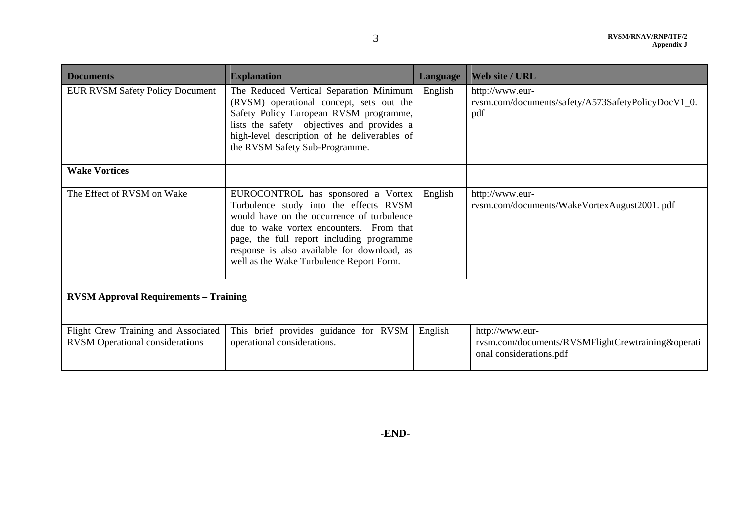| Documents | Explanation | Language | Web site / URL |
| --- | --- | --- | --- |
| EUR RVSM Safety Policy Document | The Reduced Vertical Separation Minimum (RVSM) operational concept, sets out the Safety Policy European RVSM programme, lists the safety objectives and provides a high-level description of he deliverables of the RVSM Safety Sub-Programme. | English | http://www.eur-rvsm.com/documents/safety/A573SafetyPolicyDocV1_0.pdf |
| **Wake Vortices** | | | |
| The Effect of RVSM on Wake | EUROCONTROL has sponsored a Vortex Turbulence study into the effects RVSM would have on the occurrence of turbulence due to wake vortex encounters. From that page, the full report including programme response is also available for download, as well as the Wake Turbulence Report Form. | English | http://www.eur-rvsm.com/documents/WakeVortexAugust2001. pdf |
| **RVSM Approval Requirements – Training** | | | |
| Flight Crew Training and Associated RVSM Operational considerations | This brief provides guidance for RVSM operational considerations. | English | http://www.eur-rvsm.com/documents/RVSMFlightCrewtraining&operational considerations.pdf |

-**END**-